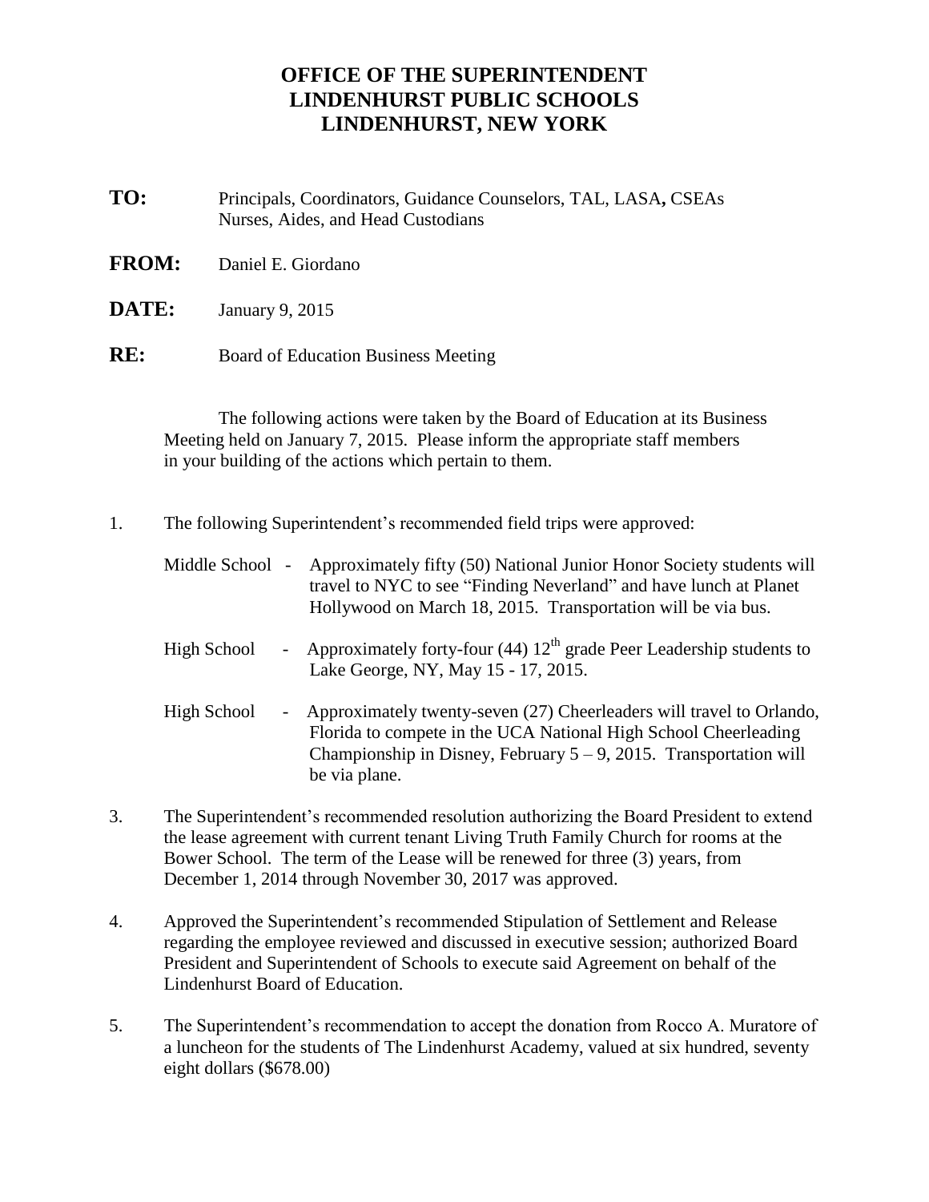# OFFICE OF THE SUPERINTENDENT
# LINDENHURST PUBLIC SCHOOLS
# LINDENHURST, NEW YORK

**TO:** Principals, Coordinators, Guidance Counselors, TAL, LASA**,** CSEAs Nurses, Aides, and Head Custodians

**FROM:** Daniel E. Giordano

**DATE:** January 9, 2015

**RE:** Board of Education Business Meeting

The following actions were taken by the Board of Education at its Business Meeting held on January 7, 2015. Please inform the appropriate staff members in your building of the actions which pertain to them.

1. The following Superintendent's recommended field trips were approved:

   Middle School - Approximately fifty (50) National Junior Honor Society students will travel to NYC to see "Finding Neverland" and have lunch at Planet Hollywood on March 18, 2015. Transportation will be via bus.

   High School - Approximately forty-four (44) 12th grade Peer Leadership students to Lake George, NY, May 15 - 17, 2015.

   High School - Approximately twenty-seven (27) Cheerleaders will travel to Orlando, Florida to compete in the UCA National High School Cheerleading Championship in Disney, February 5 – 9, 2015. Transportation will be via plane.

3. The Superintendent's recommended resolution authorizing the Board President to extend the lease agreement with current tenant Living Truth Family Church for rooms at the Bower School. The term of the Lease will be renewed for three (3) years, from December 1, 2014 through November 30, 2017 was approved.

4. Approved the Superintendent's recommended Stipulation of Settlement and Release regarding the employee reviewed and discussed in executive session; authorized Board President and Superintendent of Schools to execute said Agreement on behalf of the Lindenhurst Board of Education.

5. The Superintendent's recommendation to accept the donation from Rocco A. Muratore of a luncheon for the students of The Lindenhurst Academy, valued at six hundred, seventy eight dollars ($678.00)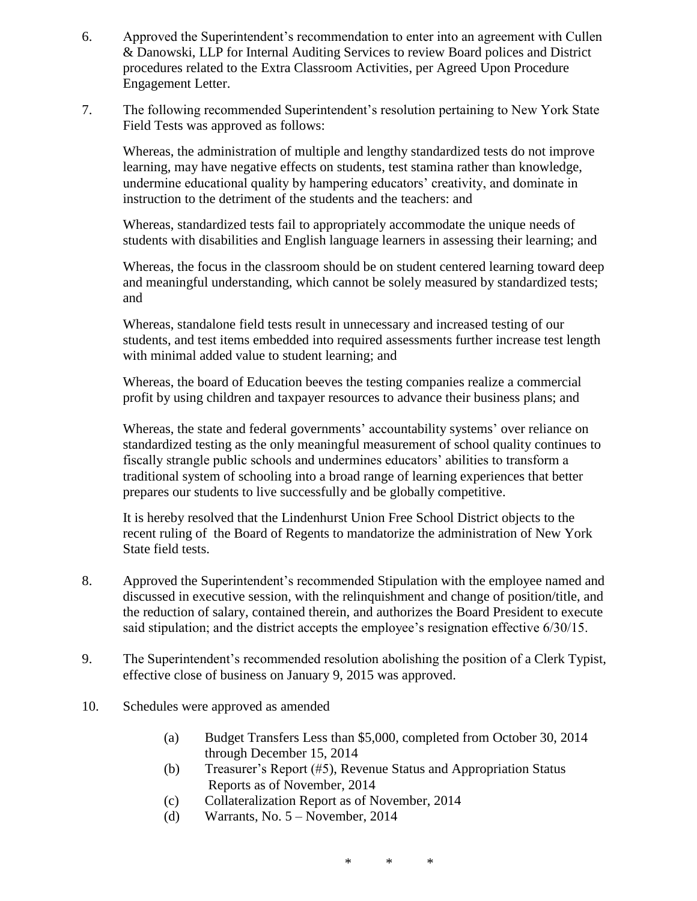6. Approved the Superintendent's recommendation to enter into an agreement with Cullen & Danowski, LLP for Internal Auditing Services to review Board polices and District procedures related to the Extra Classroom Activities, per Agreed Upon Procedure Engagement Letter.

7. The following recommended Superintendent's resolution pertaining to New York State Field Tests was approved as follows:

   Whereas, the administration of multiple and lengthy standardized tests do not improve learning, may have negative effects on students, test stamina rather than knowledge, undermine educational quality by hampering educators' creativity, and dominate in instruction to the detriment of the students and the teachers: and

   Whereas, standardized tests fail to appropriately accommodate the unique needs of students with disabilities and English language learners in assessing their learning; and

   Whereas, the focus in the classroom should be on student centered learning toward deep and meaningful understanding, which cannot be solely measured by standardized tests; and

   Whereas, standalone field tests result in unnecessary and increased testing of our students, and test items embedded into required assessments further increase test length with minimal added value to student learning; and

   Whereas, the board of Education beeves the testing companies realize a commercial profit by using children and taxpayer resources to advance their business plans; and

   Whereas, the state and federal governments' accountability systems' over reliance on standardized testing as the only meaningful measurement of school quality continues to fiscally strangle public schools and undermines educators' abilities to transform a traditional system of schooling into a broad range of learning experiences that better prepares our students to live successfully and be globally competitive.

   It is hereby resolved that the Lindenhurst Union Free School District objects to the recent ruling of the Board of Regents to mandatorize the administration of New York State field tests.

8. Approved the Superintendent's recommended Stipulation with the employee named and discussed in executive session, with the relinquishment and change of position/title, and the reduction of salary, contained therein, and authorizes the Board President to execute said stipulation; and the district accepts the employee's resignation effective 6/30/15.

9. The Superintendent's recommended resolution abolishing the position of a Clerk Typist, effective close of business on January 9, 2015 was approved.

10. Schedules were approved as amended

    (a) Budget Transfers Less than $5,000, completed from October 30, 2014 through December 15, 2014
    (b) Treasurer's Report (#5), Revenue Status and Appropriation Status Reports as of November, 2014
    (c) Collateralization Report as of November, 2014
    (d) Warrants, No. 5 – November, 2014

\* \* \*